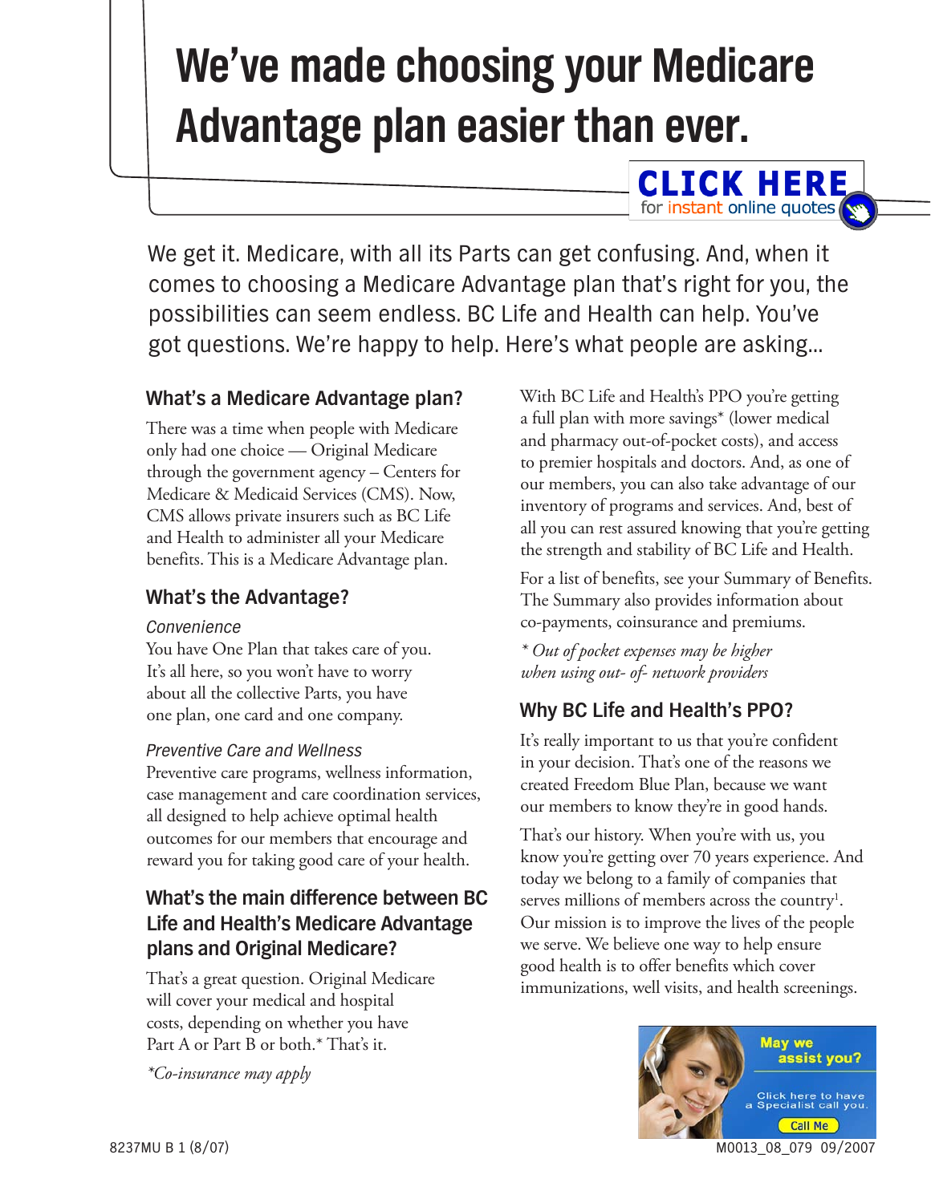# We've made choosing your Medicare Advantage plan easier than ever.

**CLICK HERE** for instant online quotes

We get it. Medicare, with all its Parts can get confusing. And, when it comes to choosing a Medicare Advantage plan that's right for you, the possibilities can seem endless. BC Life and Health can help. You've got questions. We're happy to help. Here's what people are asking...

## What's a Medicare Advantage plan?

There was a time when people with Medicare only had one choice — Original Medicare through the government agency – Centers for Medicare & Medicaid Services (CMS). Now, CMS allows private insurers such as BC Life and Health to administer all your Medicare benefits. This is a Medicare Advantage plan.

## What's the Advantage?

*Convenience*

You have One Plan that takes care of you. It's all here, so you won't have to worry about all the collective Parts, you have one plan, one card and one company.

*Preventive Care and Wellness*

Preventive care programs, wellness information, case management and care coordination services, all designed to help achieve optimal health outcomes for our members that encourage and reward you for taking good care of your health.

## What's the main difference between BC Life and Health's Medicare Advantage plans and Original Medicare?

That's a great question. Original Medicare will cover your medical and hospital costs, depending on whether you have Part A or Part B or both.* That's it.

*\*Co-insurance may apply*

With BC Life and Health's PPO you're getting a full plan with more savings* (lower medical and pharmacy out-of-pocket costs), and access to premier hospitals and doctors. And, as one of our members, you can also take advantage of our inventory of programs and services. And, best of all you can rest assured knowing that you're getting the strength and stability of BC Life and Health.

For a list of benefits, see your Summary of Benefits. The Summary also provides information about co-payments, coinsurance and premiums.

*\* Out of pocket expenses may be higher when using out- of- network providers*

## Why BC Life and Health's PPO?

It's really important to us that you're confident in your decision. That's one of the reasons we created Freedom Blue Plan, because we want our members to know they're in good hands.

That's our history. When you're with us, you know you're getting over 70 years experience. And today we belong to a family of companies that serves millions of members across the country[1]. Our mission is to improve the lives of the people we serve. We believe one way to help ensure good health is to offer benefits which cover immunizations, well visits, and health screenings.

May we assist you? Click here to have a Specialist call you. Call Me

8237MU B 1 (8/07)

M0013_08_079 09/2007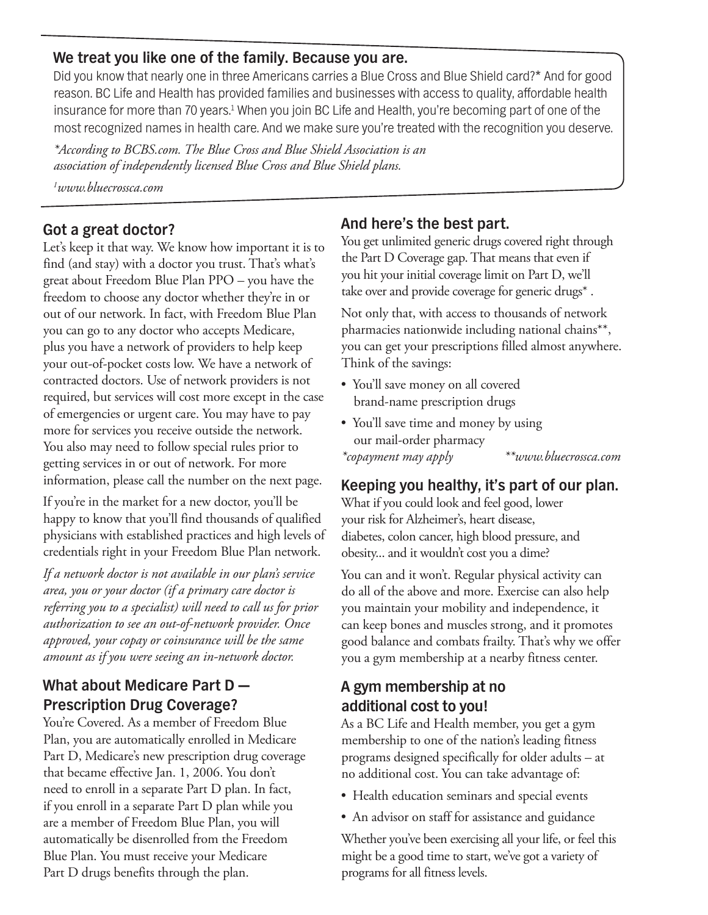## We treat you like one of the family. Because you are.

Did you know that nearly one in three Americans carries a Blue Cross and Blue Shield card?* And for good reason. BC Life and Health has provided families and businesses with access to quality, affordable health insurance for more than 70 years.[1] When you join BC Life and Health, you're becoming part of one of the most recognized names in health care. And we make sure you're treated with the recognition you deserve.

*\*According to BCBS.com. The Blue Cross and Blue Shield Association is an association of independently licensed Blue Cross and Blue Shield plans.*

*[1]www.bluecrossca.com*

## Got a great doctor?

Let's keep it that way. We know how important it is to find (and stay) with a doctor you trust. That's what's great about Freedom Blue Plan PPO – you have the freedom to choose any doctor whether they're in or out of our network. In fact, with Freedom Blue Plan you can go to any doctor who accepts Medicare, plus you have a network of providers to help keep your out-of-pocket costs low. We have a network of contracted doctors. Use of network providers is not required, but services will cost more except in the case of emergencies or urgent care. You may have to pay more for services you receive outside the network. You also may need to follow special rules prior to getting services in or out of network. For more information, please call the number on the next page.

If you're in the market for a new doctor, you'll be happy to know that you'll find thousands of qualified physicians with established practices and high levels of credentials right in your Freedom Blue Plan network.

*If a network doctor is not available in our plan's service area, you or your doctor (if a primary care doctor is referring you to a specialist) will need to call us for prior authorization to see an out-of-network provider. Once approved, your copay or coinsurance will be the same amount as if you were seeing an in-network doctor.*

## What about Medicare Part D — Prescription Drug Coverage?

You're Covered. As a member of Freedom Blue Plan, you are automatically enrolled in Medicare Part D, Medicare's new prescription drug coverage that became effective Jan. 1, 2006. You don't need to enroll in a separate Part D plan. In fact, if you enroll in a separate Part D plan while you are a member of Freedom Blue Plan, you will automatically be disenrolled from the Freedom Blue Plan. You must receive your Medicare Part D drugs benefits through the plan.

## And here's the best part.

You get unlimited generic drugs covered right through the Part D Coverage gap. That means that even if you hit your initial coverage limit on Part D, we'll take over and provide coverage for generic drugs* .

Not only that, with access to thousands of network pharmacies nationwide including national chains**, you can get your prescriptions filled almost anywhere. Think of the savings:

- You'll save money on all covered brand-name prescription drugs
- You'll save time and money by using our mail-order pharmacy

*\*copayment may apply* *\*\*www.bluecrossca.com*

## Keeping you healthy, it's part of our plan.

What if you could look and feel good, lower your risk for Alzheimer's, heart disease, diabetes, colon cancer, high blood pressure, and obesity... and it wouldn't cost you a dime?

You can and it won't. Regular physical activity can do all of the above and more. Exercise can also help you maintain your mobility and independence, it can keep bones and muscles strong, and it promotes good balance and combats frailty. That's why we offer you a gym membership at a nearby fitness center.

## A gym membership at no additional cost to you!

As a BC Life and Health member, you get a gym membership to one of the nation's leading fitness programs designed specifically for older adults – at no additional cost. You can take advantage of:

- Health education seminars and special events
- An advisor on staff for assistance and guidance

Whether you've been exercising all your life, or feel this might be a good time to start, we've got a variety of programs for all fitness levels.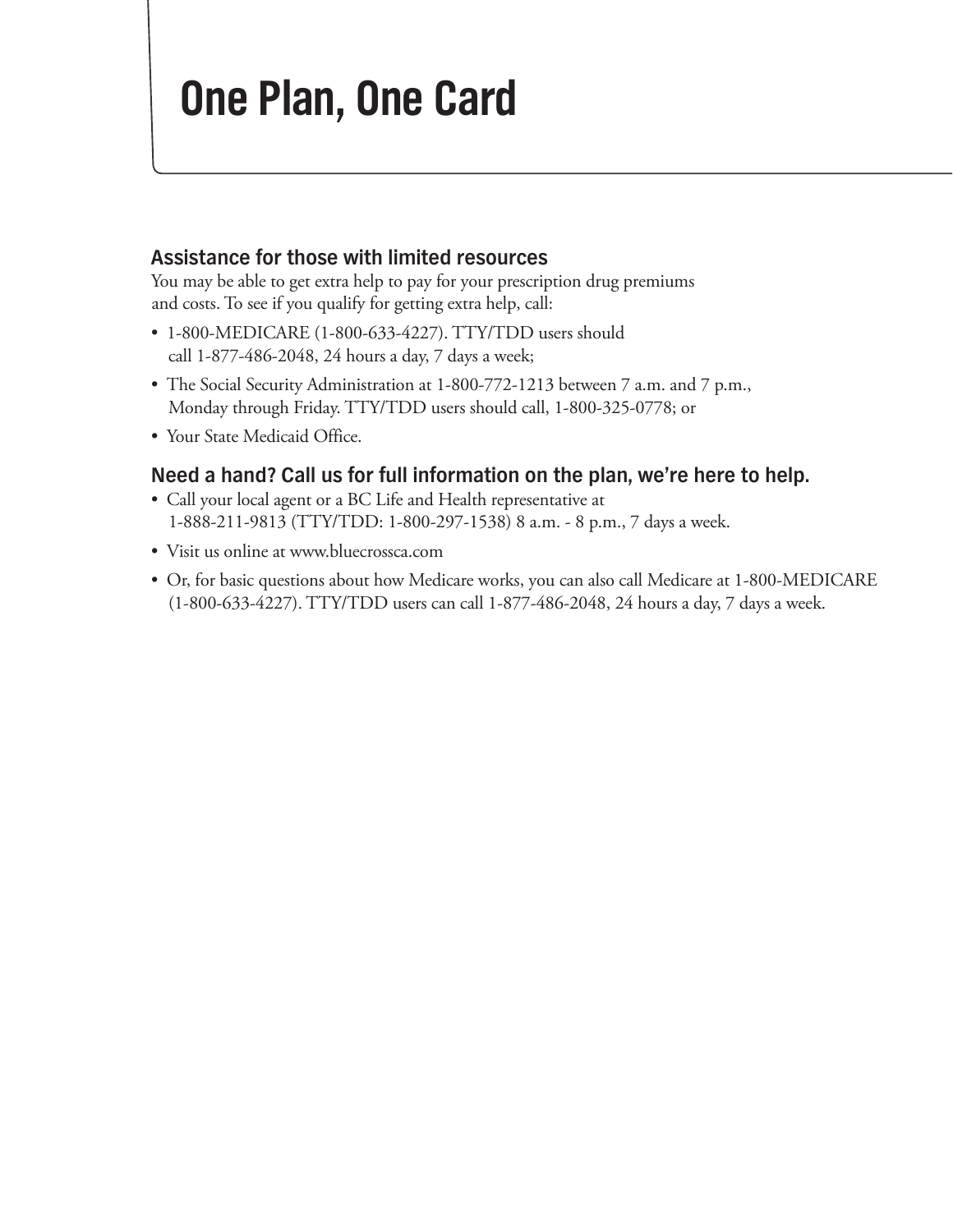# One Plan, One Card

## Assistance for those with limited resources

You may be able to get extra help to pay for your prescription drug premiums and costs. To see if you qualify for getting extra help, call:

- 1-800-MEDICARE (1-800-633-4227). TTY/TDD users should call 1-877-486-2048, 24 hours a day, 7 days a week;
- The Social Security Administration at 1-800-772-1213 between 7 a.m. and 7 p.m., Monday through Friday. TTY/TDD users should call, 1-800-325-0778; or
- Your State Medicaid Office.

## Need a hand? Call us for full information on the plan, we're here to help.

- Call your local agent or a BC Life and Health representative at 1-888-211-9813 (TTY/TDD: 1-800-297-1538) 8 a.m. - 8 p.m., 7 days a week.
- Visit us online at www.bluecrossca.com
- Or, for basic questions about how Medicare works, you can also call Medicare at 1-800-MEDICARE (1-800-633-4227). TTY/TDD users can call 1-877-486-2048, 24 hours a day, 7 days a week.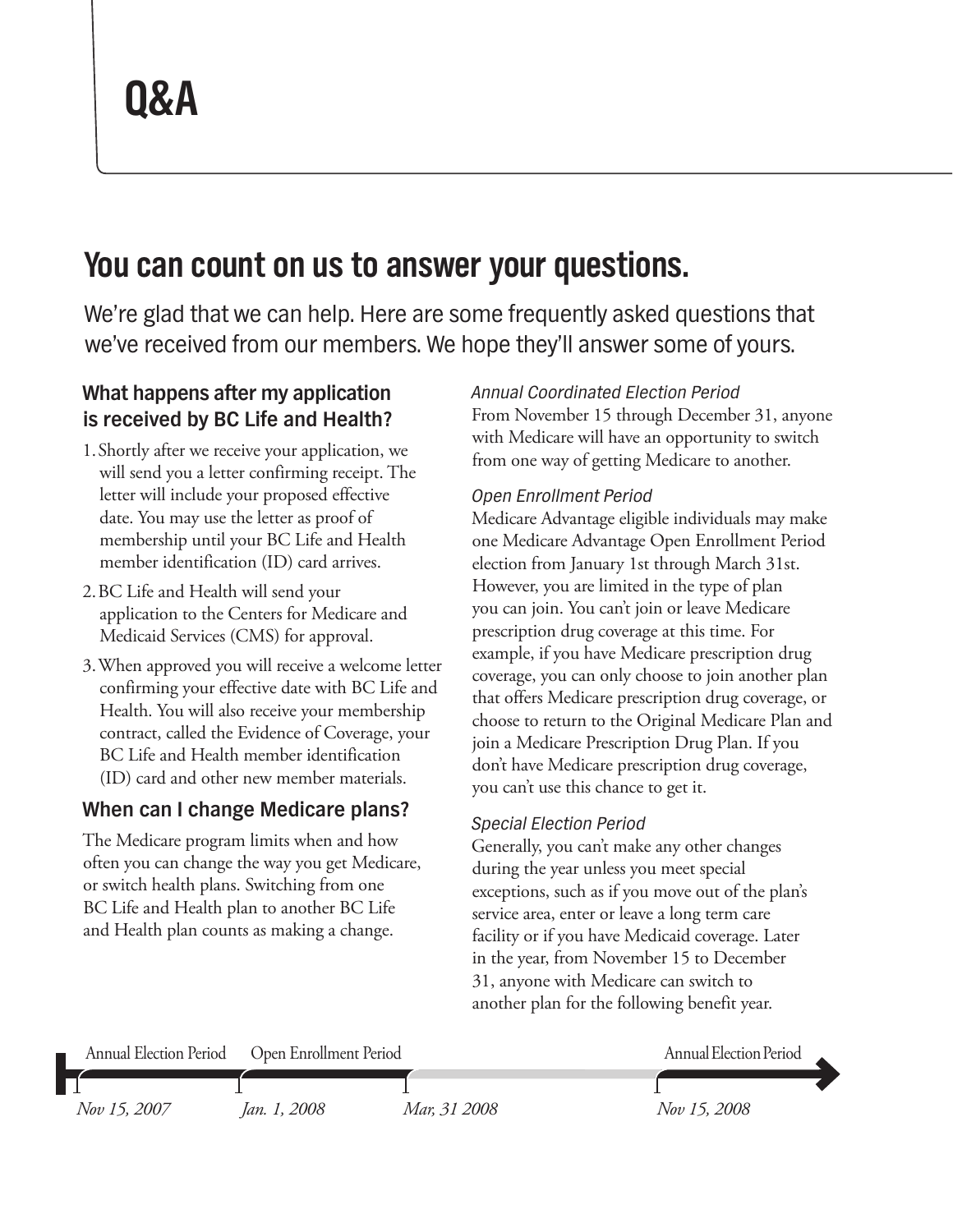# Q&A

## You can count on us to answer your questions.

We're glad that we can help. Here are some frequently asked questions that we've received from our members. We hope they'll answer some of yours.

### What happens after my application is received by BC Life and Health?

1. Shortly after we receive your application, we will send you a letter confirming receipt. The letter will include your proposed effective date. You may use the letter as proof of membership until your BC Life and Health member identification (ID) card arrives.
2. BC Life and Health will send your application to the Centers for Medicare and Medicaid Services (CMS) for approval.
3. When approved you will receive a welcome letter confirming your effective date with BC Life and Health. You will also receive your membership contract, called the Evidence of Coverage, your BC Life and Health member identification (ID) card and other new member materials.

### When can I change Medicare plans?

The Medicare program limits when and how often you can change the way you get Medicare, or switch health plans. Switching from one BC Life and Health plan to another BC Life and Health plan counts as making a change.

*Annual Coordinated Election Period*

From November 15 through December 31, anyone with Medicare will have an opportunity to switch from one way of getting Medicare to another.

*Open Enrollment Period*

Medicare Advantage eligible individuals may make one Medicare Advantage Open Enrollment Period election from January 1st through March 31st. However, you are limited in the type of plan you can join. You can't join or leave Medicare prescription drug coverage at this time. For example, if you have Medicare prescription drug coverage, you can only choose to join another plan that offers Medicare prescription drug coverage, or choose to return to the Original Medicare Plan and join a Medicare Prescription Drug Plan. If you don't have Medicare prescription drug coverage, you can't use this chance to get it.

*Special Election Period*

Generally, you can't make any other changes during the year unless you meet special exceptions, such as if you move out of the plan's service area, enter or leave a long term care facility or if you have Medicaid coverage. Later in the year, from November 15 to December 31, anyone with Medicare can switch to another plan for the following benefit year.

Annual Election Period — Open Enrollment Period — Annual Election Period

*Nov 15, 2007* — *Jan. 1, 2008* — *Mar, 31 2008* — *Nov 15, 2008*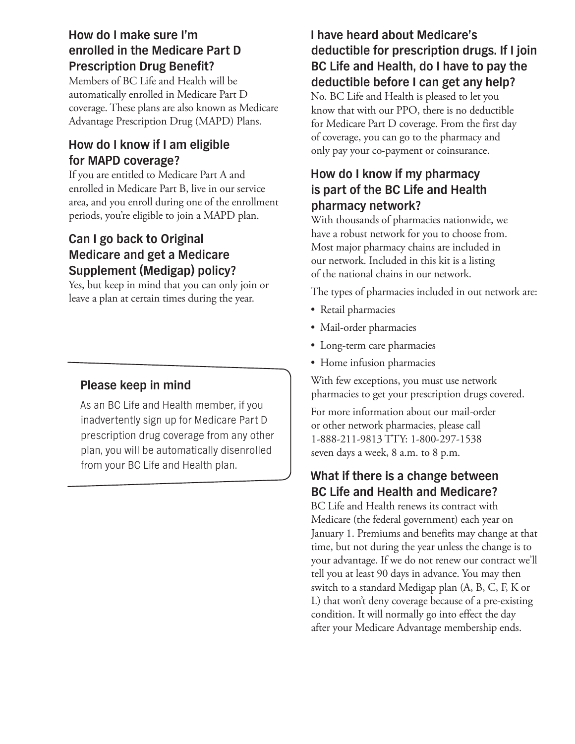### How do I make sure I'm enrolled in the Medicare Part D Prescription Drug Benefit?

Members of BC Life and Health will be automatically enrolled in Medicare Part D coverage. These plans are also known as Medicare Advantage Prescription Drug (MAPD) Plans.

### How do I know if I am eligible for MAPD coverage?

If you are entitled to Medicare Part A and enrolled in Medicare Part B, live in our service area, and you enroll during one of the enrollment periods, you're eligible to join a MAPD plan.

### Can I go back to Original Medicare and get a Medicare Supplement (Medigap) policy?

Yes, but keep in mind that you can only join or leave a plan at certain times during the year.

> **Please keep in mind**
>
> As an BC Life and Health member, if you inadvertently sign up for Medicare Part D prescription drug coverage from any other plan, you will be automatically disenrolled from your BC Life and Health plan.

### I have heard about Medicare's deductible for prescription drugs. If I join BC Life and Health, do I have to pay the deductible before I can get any help?

No. BC Life and Health is pleased to let you know that with our PPO, there is no deductible for Medicare Part D coverage. From the first day of coverage, you can go to the pharmacy and only pay your co-payment or coinsurance.

### How do I know if my pharmacy is part of the BC Life and Health pharmacy network?

With thousands of pharmacies nationwide, we have a robust network for you to choose from. Most major pharmacy chains are included in our network. Included in this kit is a listing of the national chains in our network.

The types of pharmacies included in out network are:

- Retail pharmacies
- Mail-order pharmacies
- Long-term care pharmacies
- Home infusion pharmacies

With few exceptions, you must use network pharmacies to get your prescription drugs covered.

For more information about our mail-order or other network pharmacies, please call 1-888-211-9813 TTY: 1-800-297-1538 seven days a week, 8 a.m. to 8 p.m.

### What if there is a change between BC Life and Health and Medicare?

BC Life and Health renews its contract with Medicare (the federal government) each year on January 1. Premiums and benefits may change at that time, but not during the year unless the change is to your advantage. If we do not renew our contract we'll tell you at least 90 days in advance. You may then switch to a standard Medigap plan (A, B, C, F, K or L) that won't deny coverage because of a pre-existing condition. It will normally go into effect the day after your Medicare Advantage membership ends.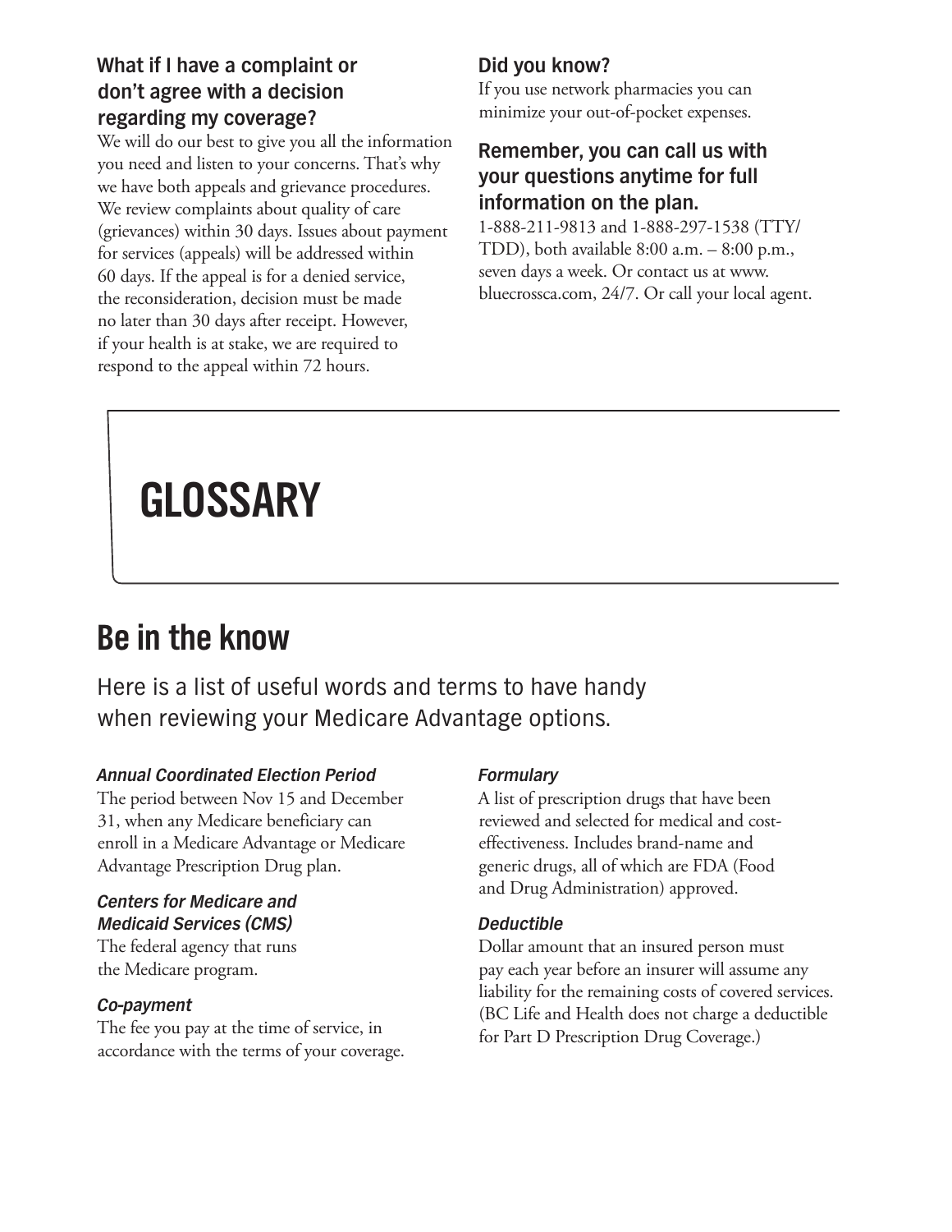### What if I have a complaint or don't agree with a decision regarding my coverage?

We will do our best to give you all the information you need and listen to your concerns. That's why we have both appeals and grievance procedures. We review complaints about quality of care (grievances) within 30 days. Issues about payment for services (appeals) will be addressed within 60 days. If the appeal is for a denied service, the reconsideration, decision must be made no later than 30 days after receipt. However, if your health is at stake, we are required to respond to the appeal within 72 hours.

### Did you know?

If you use network pharmacies you can minimize your out-of-pocket expenses.

### Remember, you can call us with your questions anytime for full information on the plan.

1-888-211-9813 and 1-888-297-1538 (TTY/TDD), both available 8:00 a.m. – 8:00 p.m., seven days a week. Or contact us at www.bluecrossca.com, 24/7. Or call your local agent.

# GLOSSARY

## Be in the know

Here is a list of useful words and terms to have handy when reviewing your Medicare Advantage options.

#### *Annual Coordinated Election Period*

The period between Nov 15 and December 31, when any Medicare beneficiary can enroll in a Medicare Advantage or Medicare Advantage Prescription Drug plan.

#### *Centers for Medicare and Medicaid Services (CMS)*

The federal agency that runs the Medicare program.

#### *Co-payment*

The fee you pay at the time of service, in accordance with the terms of your coverage.

#### *Formulary*

A list of prescription drugs that have been reviewed and selected for medical and cost-effectiveness. Includes brand-name and generic drugs, all of which are FDA (Food and Drug Administration) approved.

#### *Deductible*

Dollar amount that an insured person must pay each year before an insurer will assume any liability for the remaining costs of covered services. (BC Life and Health does not charge a deductible for Part D Prescription Drug Coverage.)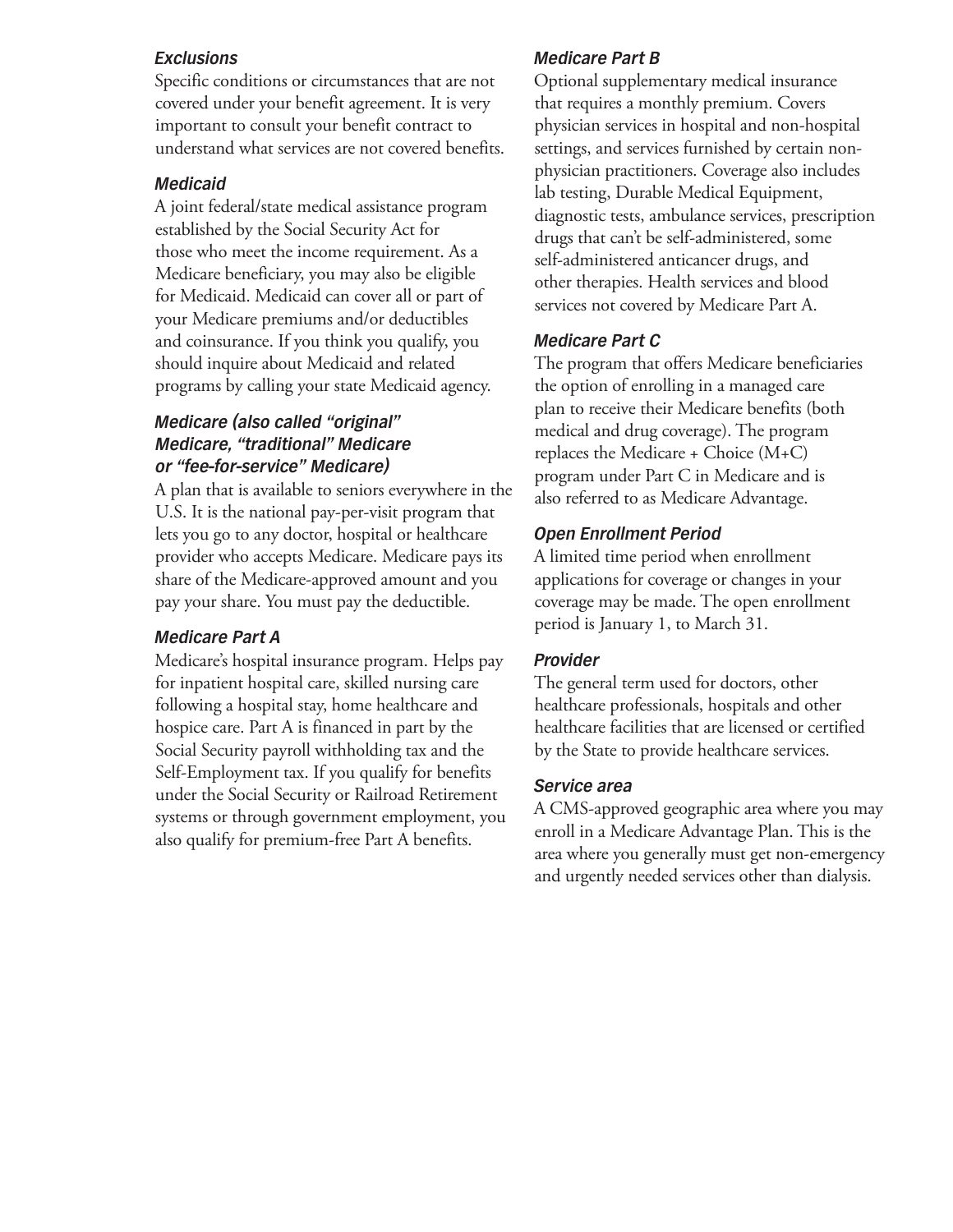### *Exclusions*

Specific conditions or circumstances that are not covered under your benefit agreement. It is very important to consult your benefit contract to understand what services are not covered benefits.

### *Medicaid*

A joint federal/state medical assistance program established by the Social Security Act for those who meet the income requirement. As a Medicare beneficiary, you may also be eligible for Medicaid. Medicaid can cover all or part of your Medicare premiums and/or deductibles and coinsurance. If you think you qualify, you should inquire about Medicaid and related programs by calling your state Medicaid agency.

### *Medicare (also called "original" Medicare, "traditional" Medicare or "fee-for-service" Medicare)*

A plan that is available to seniors everywhere in the U.S. It is the national pay-per-visit program that lets you go to any doctor, hospital or healthcare provider who accepts Medicare. Medicare pays its share of the Medicare-approved amount and you pay your share. You must pay the deductible.

### *Medicare Part A*

Medicare's hospital insurance program. Helps pay for inpatient hospital care, skilled nursing care following a hospital stay, home healthcare and hospice care. Part A is financed in part by the Social Security payroll withholding tax and the Self-Employment tax. If you qualify for benefits under the Social Security or Railroad Retirement systems or through government employment, you also qualify for premium-free Part A benefits.

### *Medicare Part B*

Optional supplementary medical insurance that requires a monthly premium. Covers physician services in hospital and non-hospital settings, and services furnished by certain non-physician practitioners. Coverage also includes lab testing, Durable Medical Equipment, diagnostic tests, ambulance services, prescription drugs that can't be self-administered, some self-administered anticancer drugs, and other therapies. Health services and blood services not covered by Medicare Part A.

### *Medicare Part C*

The program that offers Medicare beneficiaries the option of enrolling in a managed care plan to receive their Medicare benefits (both medical and drug coverage). The program replaces the Medicare + Choice (M+C) program under Part C in Medicare and is also referred to as Medicare Advantage.

### *Open Enrollment Period*

A limited time period when enrollment applications for coverage or changes in your coverage may be made. The open enrollment period is January 1, to March 31.

### *Provider*

The general term used for doctors, other healthcare professionals, hospitals and other healthcare facilities that are licensed or certified by the State to provide healthcare services.

### *Service area*

A CMS-approved geographic area where you may enroll in a Medicare Advantage Plan. This is the area where you generally must get non-emergency and urgently needed services other than dialysis.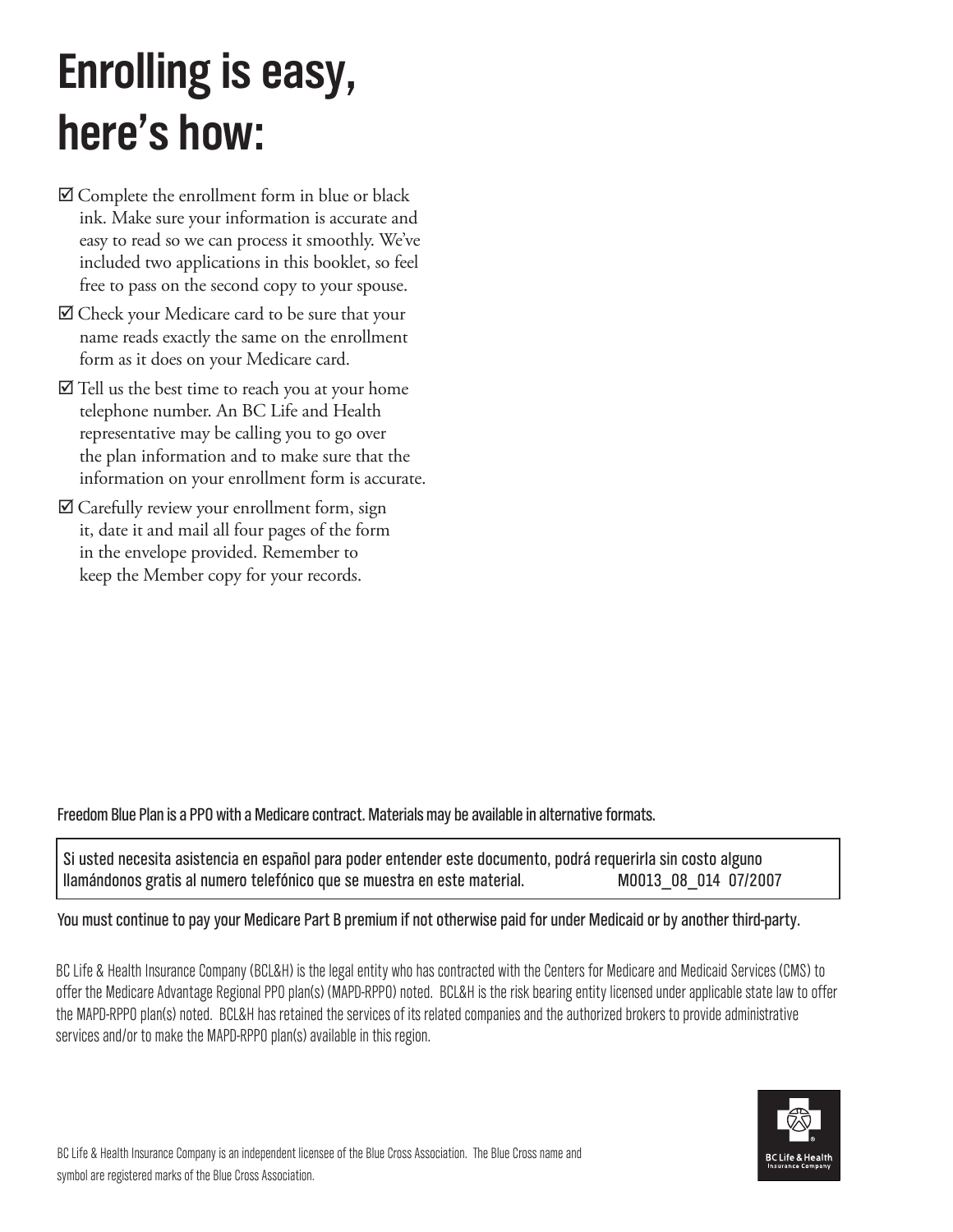# Enrolling is easy, here's how:

- ☑ Complete the enrollment form in blue or black ink. Make sure your information is accurate and easy to read so we can process it smoothly. We've included two applications in this booklet, so feel free to pass on the second copy to your spouse.
- ☑ Check your Medicare card to be sure that your name reads exactly the same on the enrollment form as it does on your Medicare card.
- ☑ Tell us the best time to reach you at your home telephone number. An BC Life and Health representative may be calling you to go over the plan information and to make sure that the information on your enrollment form is accurate.
- ☑ Carefully review your enrollment form, sign it, date it and mail all four pages of the form in the envelope provided. Remember to keep the Member copy for your records.

**Freedom Blue Plan is a PPO with a Medicare contract. Materials may be available in alternative formats.**

Si usted necesita asistencia en español para poder entender este documento, podrá requerirla sin costo alguno llamándonos gratis al numero telefónico que se muestra en este material. M0013_08_014 07/2007

**You must continue to pay your Medicare Part B premium if not otherwise paid for under Medicaid or by another third-party.**

BC Life & Health Insurance Company (BCL&H) is the legal entity who has contracted with the Centers for Medicare and Medicaid Services (CMS) to offer the Medicare Advantage Regional PPO plan(s) (MAPD-RPPO) noted. BCL&H is the risk bearing entity licensed under applicable state law to offer the MAPD-RPPO plan(s) noted. BCL&H has retained the services of its related companies and the authorized brokers to provide administrative services and/or to make the MAPD-RPPO plan(s) available in this region.

BC Life & Health Insurance Company is an independent licensee of the Blue Cross Association. The Blue Cross name and symbol are registered marks of the Blue Cross Association.

BC Life & Health Insurance Company